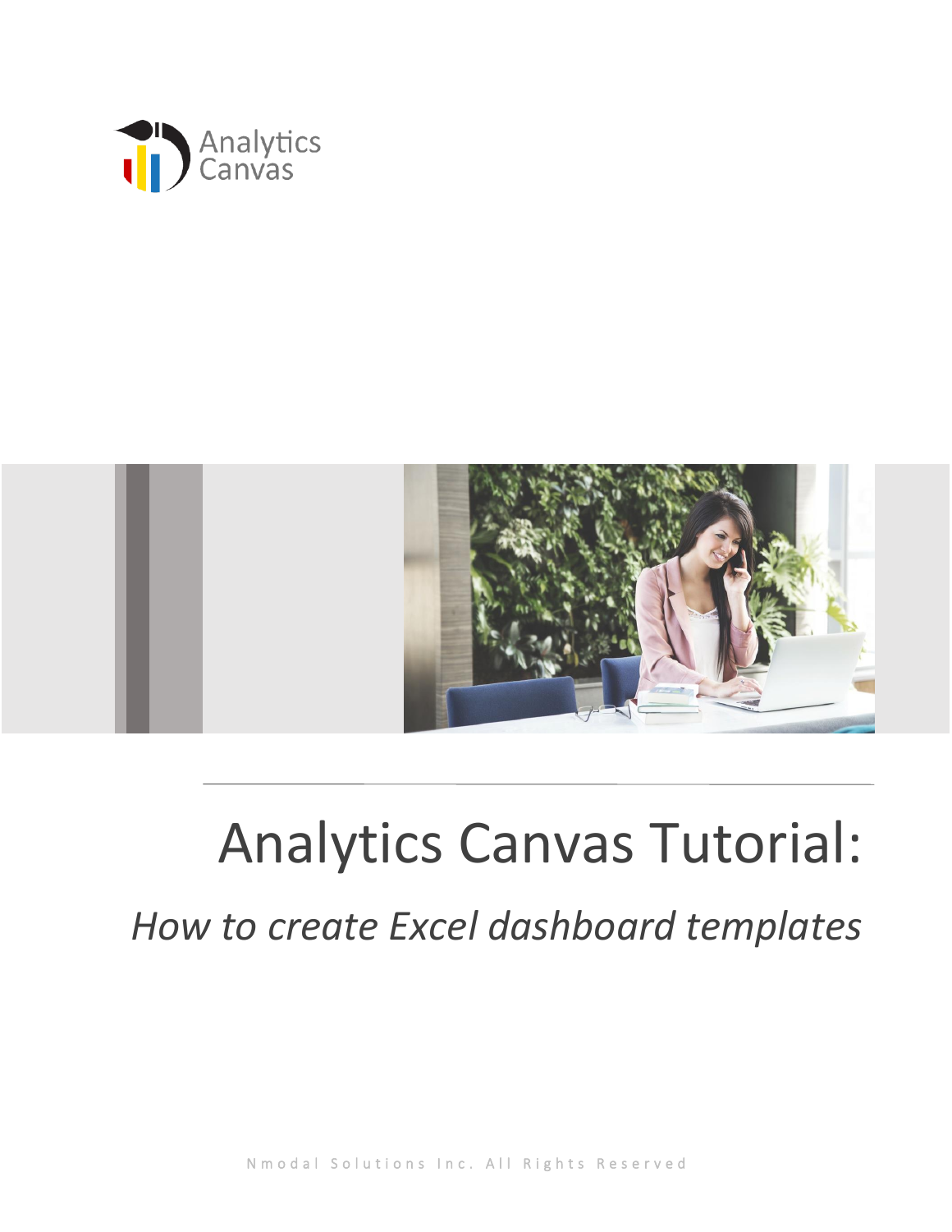Analytics Canvas

# Analytics Canvas Tutorial:

## *How to create Excel dashboard templates*

Nmodal Solutions Inc. All Rights Reserved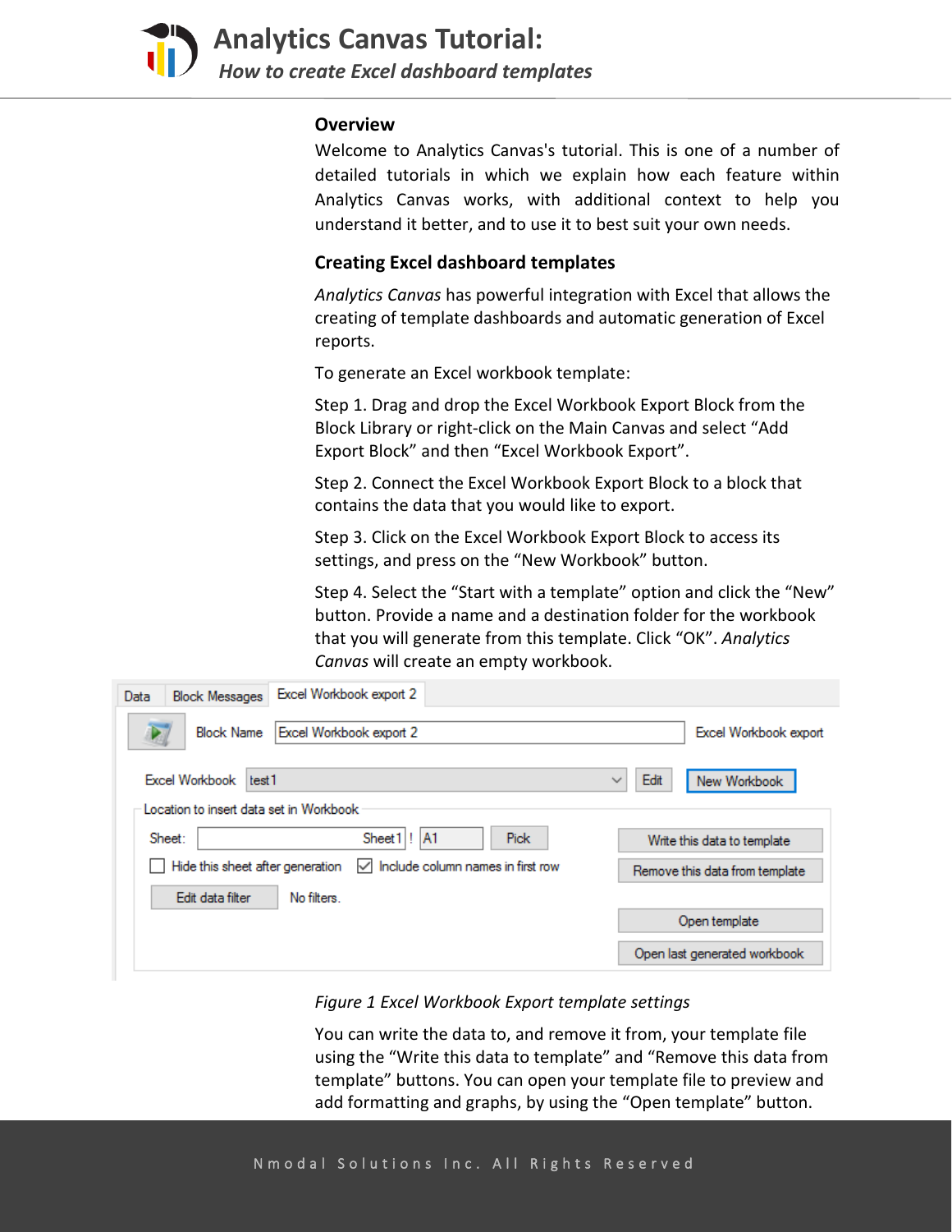## Overview

Welcome to Analytics Canvas's tutorial. This is one of a number of detailed tutorials in which we explain how each feature within Analytics Canvas works, with additional context to help you understand it better, and to use it to best suit your own needs.

## Creating Excel dashboard templates

*Analytics Canvas* has powerful integration with Excel that allows the creating of template dashboards and automatic generation of Excel reports.

To generate an Excel workbook template:

Step 1. Drag and drop the Excel Workbook Export Block from the Block Library or right-click on the Main Canvas and select “Add Export Block” and then “Excel Workbook Export”.

Step 2. Connect the Excel Workbook Export Block to a block that contains the data that you would like to export.

Step 3. Click on the Excel Workbook Export Block to access its settings, and press on the “New Workbook” button.

Step 4. Select the “Start with a template” option and click the “New” button. Provide a name and a destination folder for the workbook that you will generate from this template. Click “OK”. *Analytics Canvas* will create an empty workbook.

*Figure 1 Excel Workbook Export template settings*

You can write the data to, and remove it from, your template file using the “Write this data to template” and “Remove this data from template” buttons. You can open your template file to preview and add formatting and graphs, by using the “Open template” button.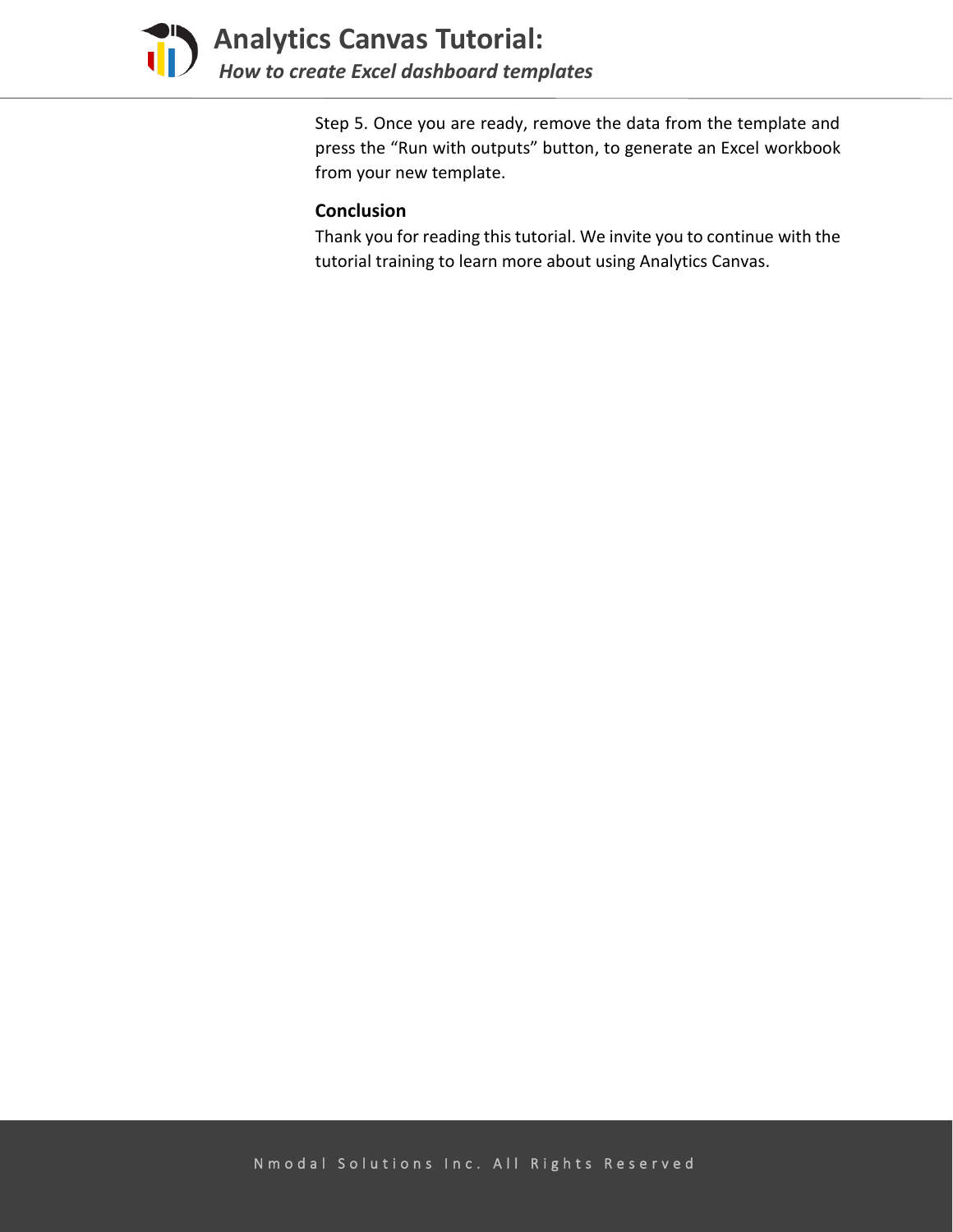Step 5. Once you are ready, remove the data from the template and press the “Run with outputs” button, to generate an Excel workbook from your new template.

## Conclusion

Thank you for reading this tutorial. We invite you to continue with the tutorial training to learn more about using Analytics Canvas.